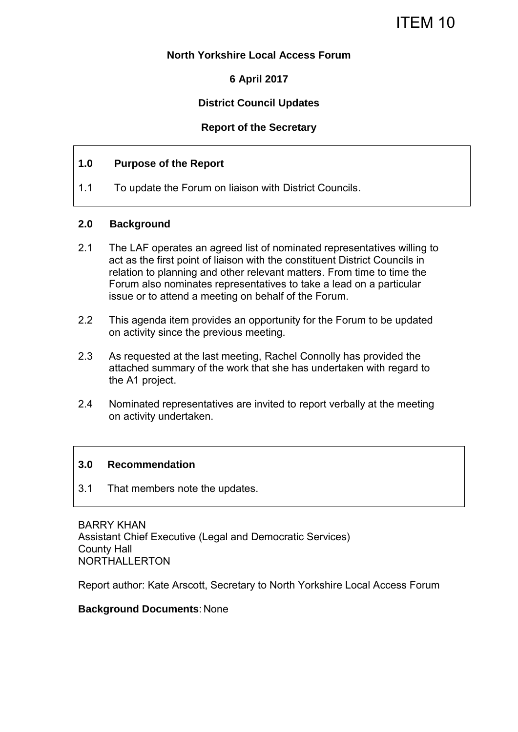ITEM 10

**North Yorkshire Local Access Forum**

**6 April 2017**

**District Council Updates**

**Report of the Secretary**

## 1.0 Purpose of the Report

1.1 To update the Forum on liaison with District Councils.

## 2.0 Background

2.1 The LAF operates an agreed list of nominated representatives willing to act as the first point of liaison with the constituent District Councils in relation to planning and other relevant matters. From time to time the Forum also nominates representatives to take a lead on a particular issue or to attend a meeting on behalf of the Forum.

2.2 This agenda item provides an opportunity for the Forum to be updated on activity since the previous meeting.

2.3 As requested at the last meeting, Rachel Connolly has provided the attached summary of the work that she has undertaken with regard to the A1 project.

2.4 Nominated representatives are invited to report verbally at the meeting on activity undertaken.

## 3.0 Recommendation

3.1 That members note the updates.

BARRY KHAN
Assistant Chief Executive (Legal and Democratic Services)
County Hall
NORTHALLERTON

Report author: Kate Arscott, Secretary to North Yorkshire Local Access Forum

**Background Documents**: None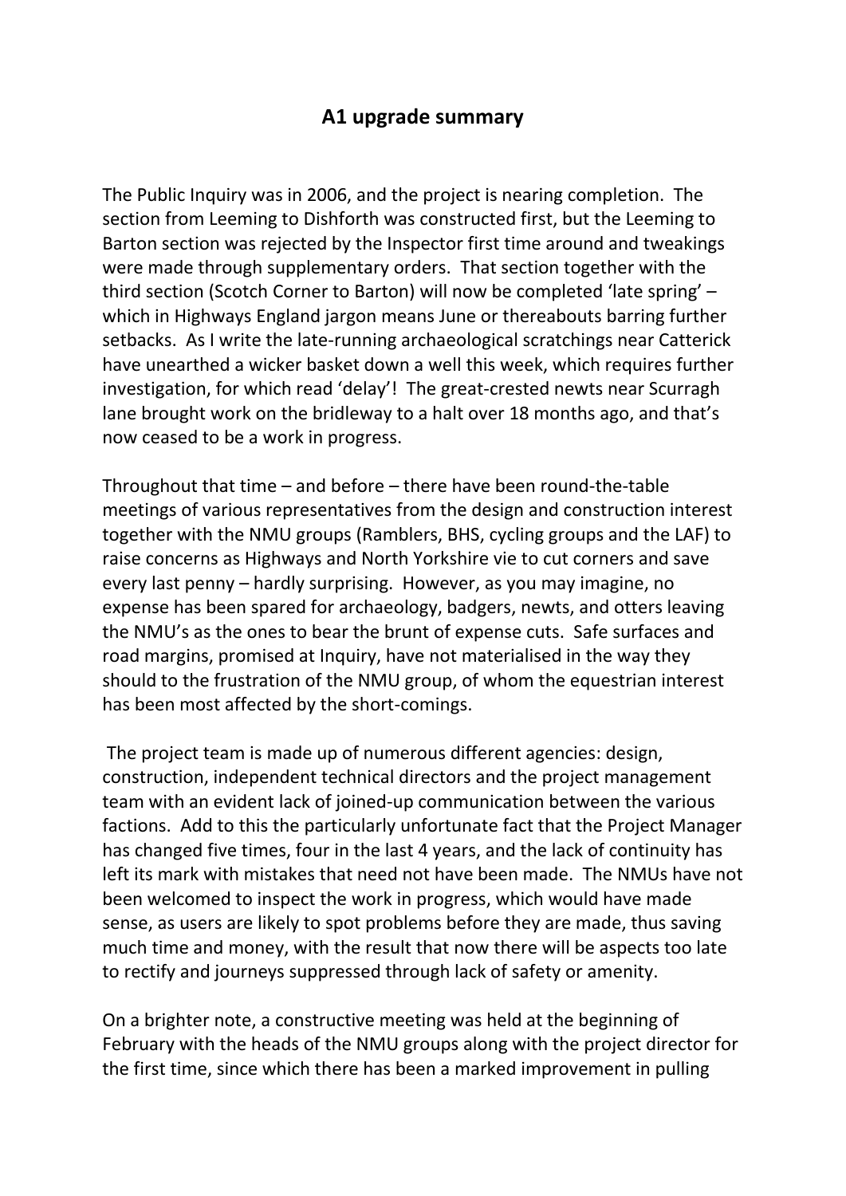## A1 upgrade summary

The Public Inquiry was in 2006, and the project is nearing completion. The section from Leeming to Dishforth was constructed first, but the Leeming to Barton section was rejected by the Inspector first time around and tweakings were made through supplementary orders. That section together with the third section (Scotch Corner to Barton) will now be completed 'late spring' – which in Highways England jargon means June or thereabouts barring further setbacks. As I write the late-running archaeological scratchings near Catterick have unearthed a wicker basket down a well this week, which requires further investigation, for which read 'delay'! The great-crested newts near Scurragh lane brought work on the bridleway to a halt over 18 months ago, and that's now ceased to be a work in progress.

Throughout that time – and before – there have been round-the-table meetings of various representatives from the design and construction interest together with the NMU groups (Ramblers, BHS, cycling groups and the LAF) to raise concerns as Highways and North Yorkshire vie to cut corners and save every last penny – hardly surprising. However, as you may imagine, no expense has been spared for archaeology, badgers, newts, and otters leaving the NMU's as the ones to bear the brunt of expense cuts. Safe surfaces and road margins, promised at Inquiry, have not materialised in the way they should to the frustration of the NMU group, of whom the equestrian interest has been most affected by the short-comings.

The project team is made up of numerous different agencies: design, construction, independent technical directors and the project management team with an evident lack of joined-up communication between the various factions. Add to this the particularly unfortunate fact that the Project Manager has changed five times, four in the last 4 years, and the lack of continuity has left its mark with mistakes that need not have been made. The NMUs have not been welcomed to inspect the work in progress, which would have made sense, as users are likely to spot problems before they are made, thus saving much time and money, with the result that now there will be aspects too late to rectify and journeys suppressed through lack of safety or amenity.

On a brighter note, a constructive meeting was held at the beginning of February with the heads of the NMU groups along with the project director for the first time, since which there has been a marked improvement in pulling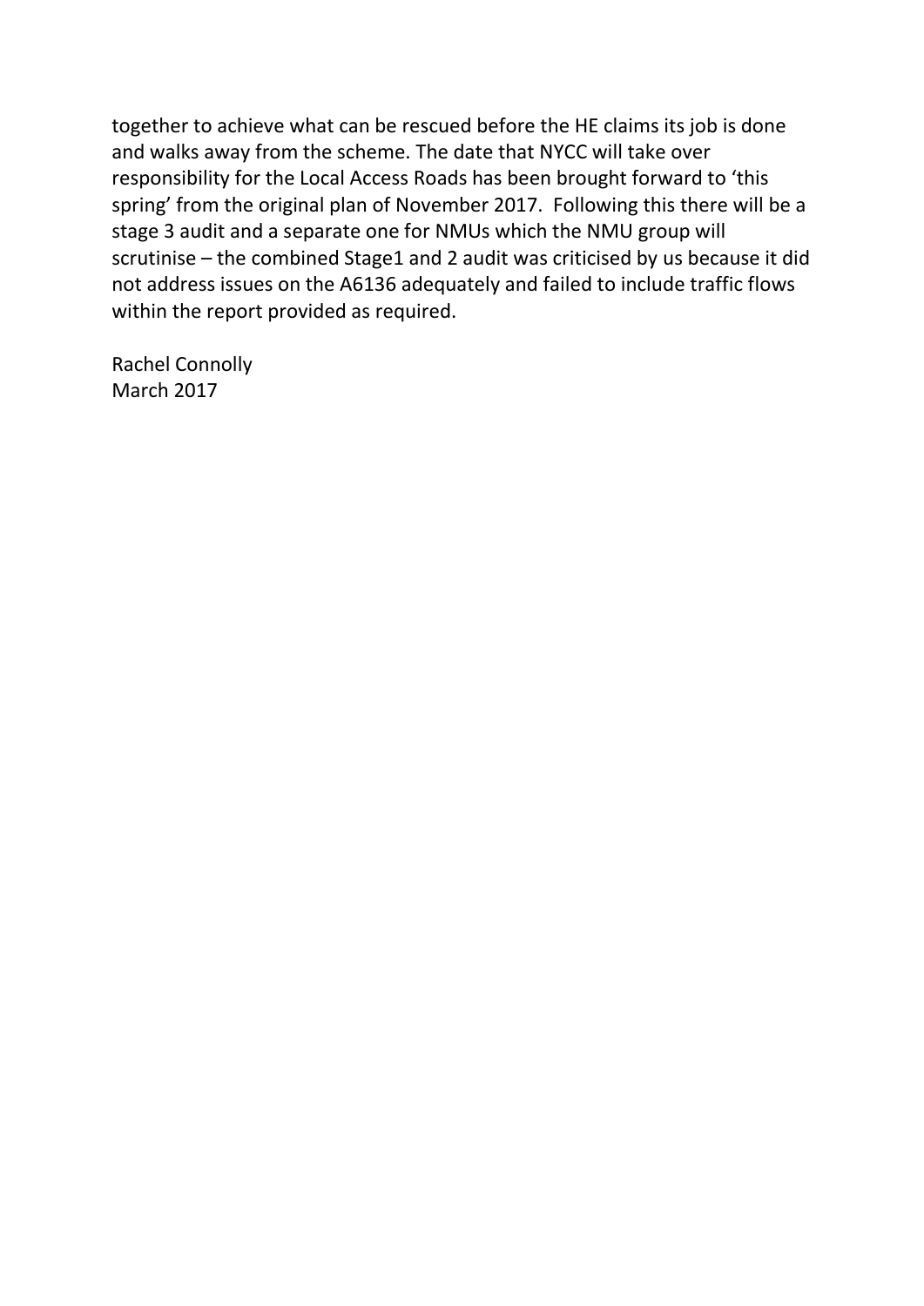together to achieve what can be rescued before the HE claims its job is done and walks away from the scheme. The date that NYCC will take over responsibility for the Local Access Roads has been brought forward to 'this spring' from the original plan of November 2017. Following this there will be a stage 3 audit and a separate one for NMUs which the NMU group will scrutinise – the combined Stage1 and 2 audit was criticised by us because it did not address issues on the A6136 adequately and failed to include traffic flows within the report provided as required.

Rachel Connolly  
March 2017